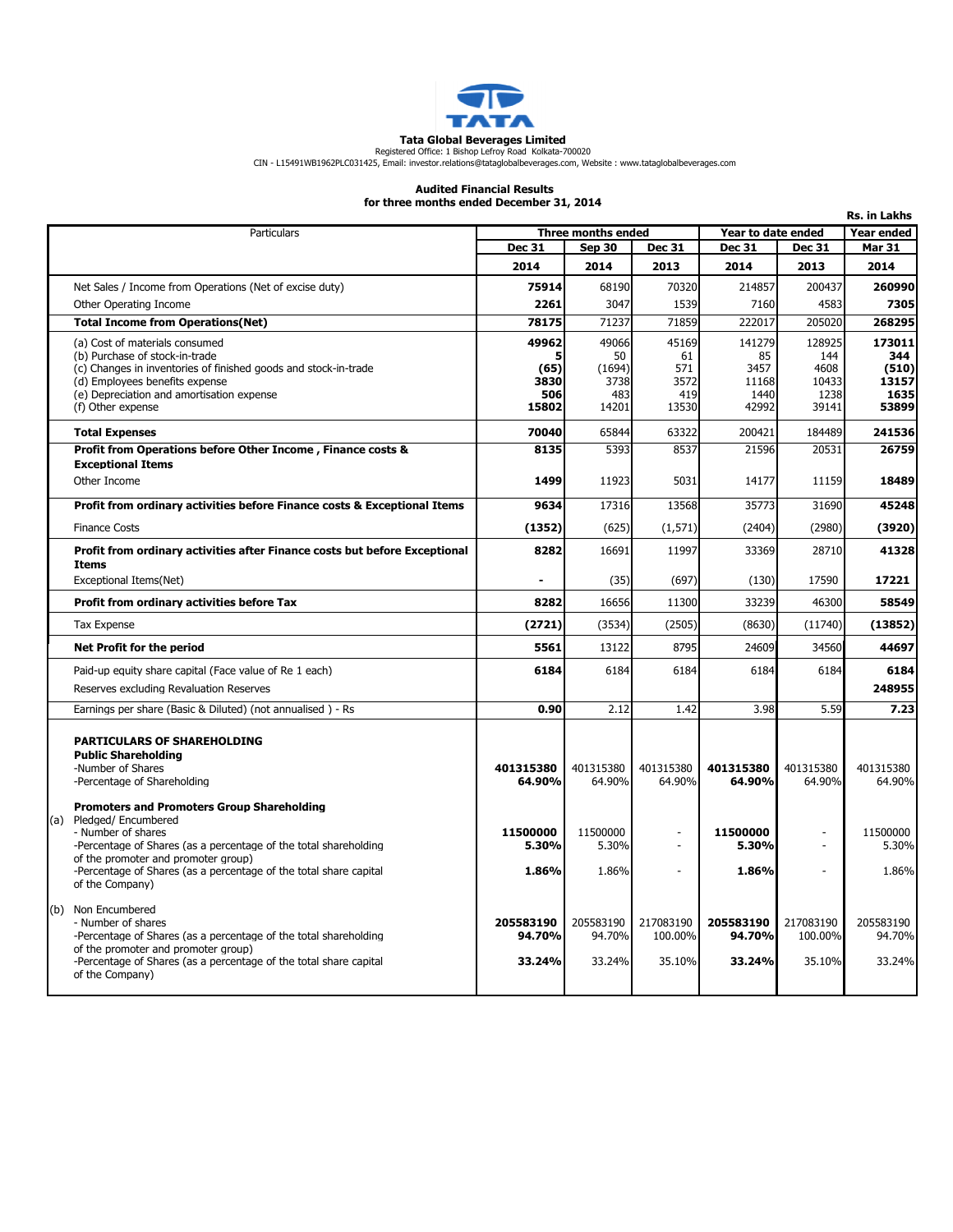**Tata Global Beverages Limited**

Registered Office: 1 Bishop Lefroy Road Kolkata-700020

CIN - L15491WB1962PLC031425, Email: investor.relations@tataglobalbeverages.com, Website : www.tataglobalbeverages.com

**Audited Financial Results**
**for three months ended December 31, 2014**

**Rs. in Lakhs**

| Particulars | Three months ended | | | Year to date ended | | Year ended |
|---|---|---|---|---|---|---|
| | Dec 31 | Sep 30 | Dec 31 | Dec 31 | Dec 31 | Mar 31 |
| | 2014 | 2014 | 2013 | 2014 | 2013 | 2014 |
| Net Sales / Income from Operations (Net of excise duty) | **75914** | 68190 | 70320 | 214857 | 200437 | **260990** |
| Other Operating Income | **2261** | 3047 | 1539 | 7160 | 4583 | **7305** |
| **Total Income from Operations(Net)** | **78175** | 71237 | 71859 | 222017 | 205020 | **268295** |
| (a) Cost of materials consumed | **49962** | 49066 | 45169 | 141279 | 128925 | **173011** |
| (b) Purchase of stock-in-trade | **5** | 50 | 61 | 85 | 144 | **344** |
| (c) Changes in inventories of finished goods and stock-in-trade | **(65)** | (1694) | 571 | 3457 | 4608 | **(510)** |
| (d) Employees benefits expense | **3830** | 3738 | 3572 | 11168 | 10433 | **13157** |
| (e) Depreciation and amortisation expense | **506** | 483 | 419 | 1440 | 1238 | **1635** |
| (f) Other expense | **15802** | 14201 | 13530 | 42992 | 39141 | **53899** |
| **Total Expenses** | **70040** | 65844 | 63322 | 200421 | 184489 | **241536** |
| **Profit from Operations before Other Income , Finance costs & Exceptional Items** | **8135** | 5393 | 8537 | 21596 | 20531 | **26759** |
| Other Income | **1499** | 11923 | 5031 | 14177 | 11159 | **18489** |
| **Profit from ordinary activities before Finance costs & Exceptional Items** | **9634** | 17316 | 13568 | 35773 | 31690 | **45248** |
| Finance Costs | **(1352)** | (625) | (1,571) | (2404) | (2980) | **(3920)** |
| **Profit from ordinary activities after Finance costs but before Exceptional Items** | **8282** | 16691 | 11997 | 33369 | 28710 | **41328** |
| Exceptional Items(Net) | **-** | (35) | (697) | (130) | 17590 | **17221** |
| **Profit from ordinary activities before Tax** | **8282** | 16656 | 11300 | 33239 | 46300 | **58549** |
| Tax Expense | **(2721)** | (3534) | (2505) | (8630) | (11740) | **(13852)** |
| **Net Profit for the period** | **5561** | 13122 | 8795 | 24609 | 34560 | **44697** |
| Paid-up equity share capital (Face value of Re 1 each) | **6184** | 6184 | 6184 | 6184 | 6184 | **6184** |
| Reserves excluding Revaluation Reserves | | | | | | **248955** |
| Earnings per share (Basic & Diluted) (not annualised ) - Rs | **0.90** | 2.12 | 1.42 | 3.98 | 5.59 | **7.23** |
| **PARTICULARS OF SHAREHOLDING** | | | | | | |
| **Public Shareholding** | | | | | | |
| -Number of Shares | **401315380** | 401315380 | 401315380 | **401315380** | 401315380 | 401315380 |
| -Percentage of Shareholding | **64.90%** | 64.90% | 64.90% | **64.90%** | 64.90% | 64.90% |
| **Promoters and Promoters Group Shareholding** | | | | | | |
| (a) Pledged/ Encumbered | | | | | | |
| - Number of shares | **11500000** | 11500000 | - | **11500000** | - | 11500000 |
| -Percentage of Shares (as a percentage of the total shareholding of the promoter and promoter group) | **5.30%** | 5.30% | - | **5.30%** | - | 5.30% |
| -Percentage of Shares (as a percentage of the total share capital of the Company) | **1.86%** | 1.86% | - | **1.86%** | - | 1.86% |
| (b) Non Encumbered | | | | | | |
| - Number of shares | **205583190** | 205583190 | 217083190 | **205583190** | 217083190 | 205583190 |
| -Percentage of Shares (as a percentage of the total shareholding of the promoter and promoter group) | **94.70%** | 94.70% | 100.00% | **94.70%** | 100.00% | 94.70% |
| -Percentage of Shares (as a percentage of the total share capital of the Company) | **33.24%** | 33.24% | 35.10% | **33.24%** | 35.10% | 33.24% |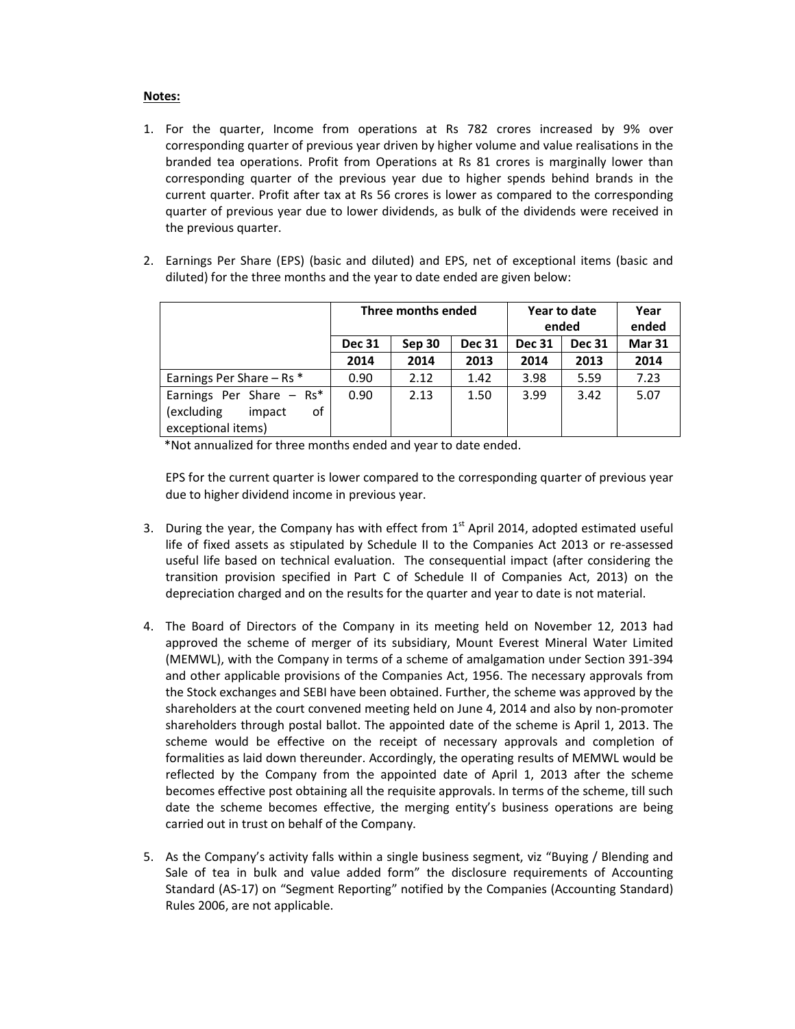**Notes:**

1. For the quarter, Income from operations at Rs 782 crores increased by 9% over corresponding quarter of previous year driven by higher volume and value realisations in the branded tea operations. Profit from Operations at Rs 81 crores is marginally lower than corresponding quarter of the previous year due to higher spends behind brands in the current quarter. Profit after tax at Rs 56 crores is lower as compared to the corresponding quarter of previous year due to lower dividends, as bulk of the dividends were received in the previous quarter.

2. Earnings Per Share (EPS) (basic and diluted) and EPS, net of exceptional items (basic and diluted) for the three months and the year to date ended are given below:

| | Three months ended | | | Year to date ended | | Year ended |
|---|---|---|---|---|---|---|
| | Dec 31 2014 | Sep 30 2014 | Dec 31 2013 | Dec 31 2014 | Dec 31 2013 | Mar 31 2014 |
| Earnings Per Share – Rs * | 0.90 | 2.12 | 1.42 | 3.98 | 5.59 | 7.23 |
| Earnings Per Share – Rs* (excluding impact of exceptional items) | 0.90 | 2.13 | 1.50 | 3.99 | 3.42 | 5.07 |

*Not annualized for three months ended and year to date ended.

EPS for the current quarter is lower compared to the corresponding quarter of previous year due to higher dividend income in previous year.

3. During the year, the Company has with effect from 1st April 2014, adopted estimated useful life of fixed assets as stipulated by Schedule II to the Companies Act 2013 or re-assessed useful life based on technical evaluation. The consequential impact (after considering the transition provision specified in Part C of Schedule II of Companies Act, 2013) on the depreciation charged and on the results for the quarter and year to date is not material.

4. The Board of Directors of the Company in its meeting held on November 12, 2013 had approved the scheme of merger of its subsidiary, Mount Everest Mineral Water Limited (MEMWL), with the Company in terms of a scheme of amalgamation under Section 391-394 and other applicable provisions of the Companies Act, 1956. The necessary approvals from the Stock exchanges and SEBI have been obtained. Further, the scheme was approved by the shareholders at the court convened meeting held on June 4, 2014 and also by non-promoter shareholders through postal ballot. The appointed date of the scheme is April 1, 2013. The scheme would be effective on the receipt of necessary approvals and completion of formalities as laid down thereunder. Accordingly, the operating results of MEMWL would be reflected by the Company from the appointed date of April 1, 2013 after the scheme becomes effective post obtaining all the requisite approvals. In terms of the scheme, till such date the scheme becomes effective, the merging entity's business operations are being carried out in trust on behalf of the Company.

5. As the Company's activity falls within a single business segment, viz "Buying / Blending and Sale of tea in bulk and value added form" the disclosure requirements of Accounting Standard (AS-17) on "Segment Reporting" notified by the Companies (Accounting Standard) Rules 2006, are not applicable.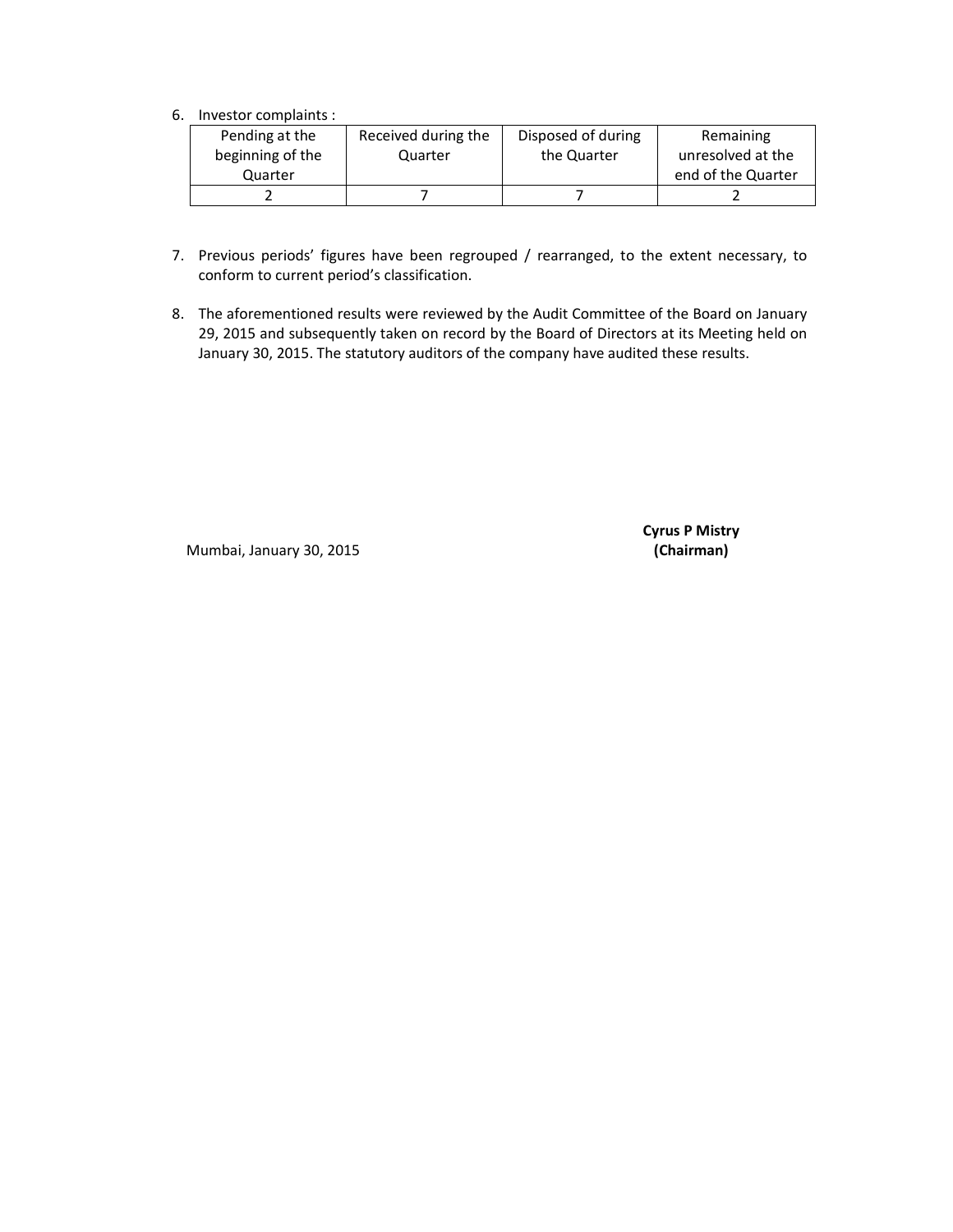6. Investor complaints :

| Pending at the beginning of the Quarter | Received during the Quarter | Disposed of during the Quarter | Remaining unresolved at the end of the Quarter |
|---|---|---|---|
| 2 | 7 | 7 | 2 |

7. Previous periods' figures have been regrouped / rearranged, to the extent necessary, to conform to current period's classification.

8. The aforementioned results were reviewed by the Audit Committee of the Board on January 29, 2015 and subsequently taken on record by the Board of Directors at its Meeting held on January 30, 2015. The statutory auditors of the company have audited these results.

Mumbai, January 30, 2015

**Cyrus P Mistry**
**(Chairman)**